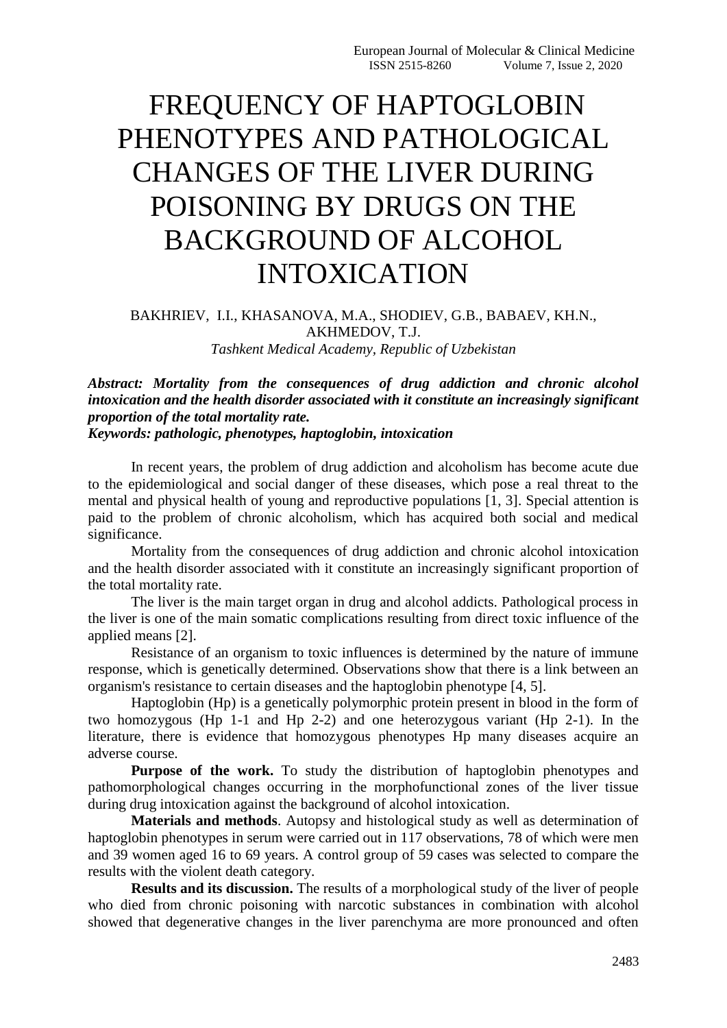# FREQUENCY OF HAPTOGLOBIN PHENOTYPES AND PATHOLOGICAL CHANGES OF THE LIVER DURING POISONING BY DRUGS ON THE BACKGROUND OF ALCOHOL INTOXICATION

BAKHRIEV, I.I., KHASANOVA, M.A., SHODIEV, G.B., BABAEV, KH.N., AKHMEDOV, T.J.

*Tashkent Medical Academy, Republic of Uzbekistan*

***Abstract: Mortality from the consequences of drug addiction and chronic alcohol intoxication and the health disorder associated with it constitute an increasingly significant proportion of the total mortality rate.***

***Keywords: pathologic, phenotypes, haptoglobin, intoxication***

In recent years, the problem of drug addiction and alcoholism has become acute due to the epidemiological and social danger of these diseases, which pose a real threat to the mental and physical health of young and reproductive populations [1, 3]. Special attention is paid to the problem of chronic alcoholism, which has acquired both social and medical significance.

Mortality from the consequences of drug addiction and chronic alcohol intoxication and the health disorder associated with it constitute an increasingly significant proportion of the total mortality rate.

The liver is the main target organ in drug and alcohol addicts. Pathological process in the liver is one of the main somatic complications resulting from direct toxic influence of the applied means [2].

Resistance of an organism to toxic influences is determined by the nature of immune response, which is genetically determined. Observations show that there is a link between an organism's resistance to certain diseases and the haptoglobin phenotype [4, 5].

Haptoglobin (Hp) is a genetically polymorphic protein present in blood in the form of two homozygous (Hp 1-1 and Hp 2-2) and one heterozygous variant (Hp 2-1). In the literature, there is evidence that homozygous phenotypes Hp many diseases acquire an adverse course.

**Purpose of the work.** To study the distribution of haptoglobin phenotypes and pathomorphological changes occurring in the morphofunctional zones of the liver tissue during drug intoxication against the background of alcohol intoxication.

**Materials and methods**. Autopsy and histological study as well as determination of haptoglobin phenotypes in serum were carried out in 117 observations, 78 of which were men and 39 women aged 16 to 69 years. A control group of 59 cases was selected to compare the results with the violent death category.

**Results and its discussion.** The results of a morphological study of the liver of people who died from chronic poisoning with narcotic substances in combination with alcohol showed that degenerative changes in the liver parenchyma are more pronounced and often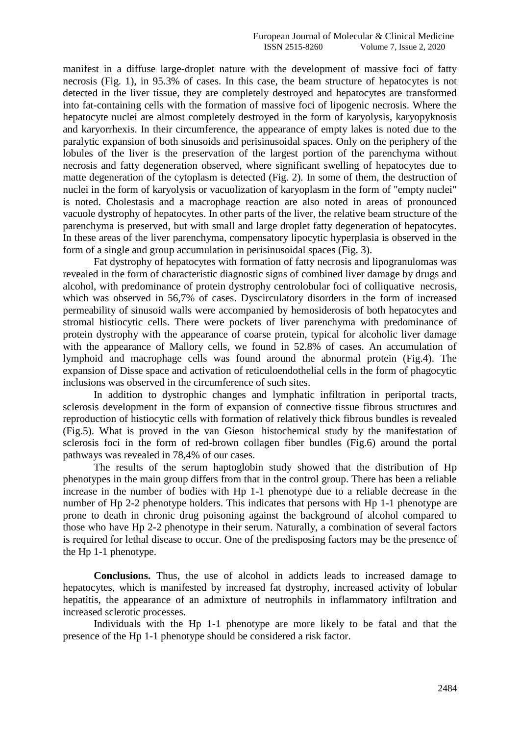manifest in a diffuse large-droplet nature with the development of massive foci of fatty necrosis (Fig. 1), in 95.3% of cases. In this case, the beam structure of hepatocytes is not detected in the liver tissue, they are completely destroyed and hepatocytes are transformed into fat-containing cells with the formation of massive foci of lipogenic necrosis. Where the hepatocyte nuclei are almost completely destroyed in the form of karyolysis, karyopyknosis and karyorrhexis. In their circumference, the appearance of empty lakes is noted due to the paralytic expansion of both sinusoids and perisinusoidal spaces. Only on the periphery of the lobules of the liver is the preservation of the largest portion of the parenchyma without necrosis and fatty degeneration observed, where significant swelling of hepatocytes due to matte degeneration of the cytoplasm is detected (Fig. 2). In some of them, the destruction of nuclei in the form of karyolysis or vacuolization of karyoplasm in the form of "empty nuclei" is noted. Cholestasis and a macrophage reaction are also noted in areas of pronounced vacuole dystrophy of hepatocytes. In other parts of the liver, the relative beam structure of the parenchyma is preserved, but with small and large droplet fatty degeneration of hepatocytes. In these areas of the liver parenchyma, compensatory lipocytic hyperplasia is observed in the form of a single and group accumulation in perisinusoidal spaces (Fig. 3).

Fat dystrophy of hepatocytes with formation of fatty necrosis and lipogranulomas was revealed in the form of characteristic diagnostic signs of combined liver damage by drugs and alcohol, with predominance of protein dystrophy centrolobular foci of colliquative necrosis, which was observed in 56,7% of cases. Dyscirculatory disorders in the form of increased permeability of sinusoid walls were accompanied by hemosiderosis of both hepatocytes and stromal histiocytic cells. There were pockets of liver parenchyma with predominance of protein dystrophy with the appearance of coarse protein, typical for alcoholic liver damage with the appearance of Mallory cells, we found in 52.8% of cases. An accumulation of lymphoid and macrophage cells was found around the abnormal protein (Fig.4). The expansion of Disse space and activation of reticuloendothelial cells in the form of phagocytic inclusions was observed in the circumference of such sites.

In addition to dystrophic changes and lymphatic infiltration in periportal tracts, sclerosis development in the form of expansion of connective tissue fibrous structures and reproduction of histiocytic cells with formation of relatively thick fibrous bundles is revealed (Fig.5). What is proved in the van Gieson histochemical study by the manifestation of sclerosis foci in the form of red-brown collagen fiber bundles (Fig.6) around the portal pathways was revealed in 78,4% of our cases.

The results of the serum haptoglobin study showed that the distribution of Hp phenotypes in the main group differs from that in the control group. There has been a reliable increase in the number of bodies with Hp 1-1 phenotype due to a reliable decrease in the number of Hp 2-2 phenotype holders. This indicates that persons with Hp 1-1 phenotype are prone to death in chronic drug poisoning against the background of alcohol compared to those who have Hp 2-2 phenotype in their serum. Naturally, a combination of several factors is required for lethal disease to occur. One of the predisposing factors may be the presence of the Hp 1-1 phenotype.

**Conclusions.** Thus, the use of alcohol in addicts leads to increased damage to hepatocytes, which is manifested by increased fat dystrophy, increased activity of lobular hepatitis, the appearance of an admixture of neutrophils in inflammatory infiltration and increased sclerotic processes.

Individuals with the Hp 1-1 phenotype are more likely to be fatal and that the presence of the Hp 1-1 phenotype should be considered a risk factor.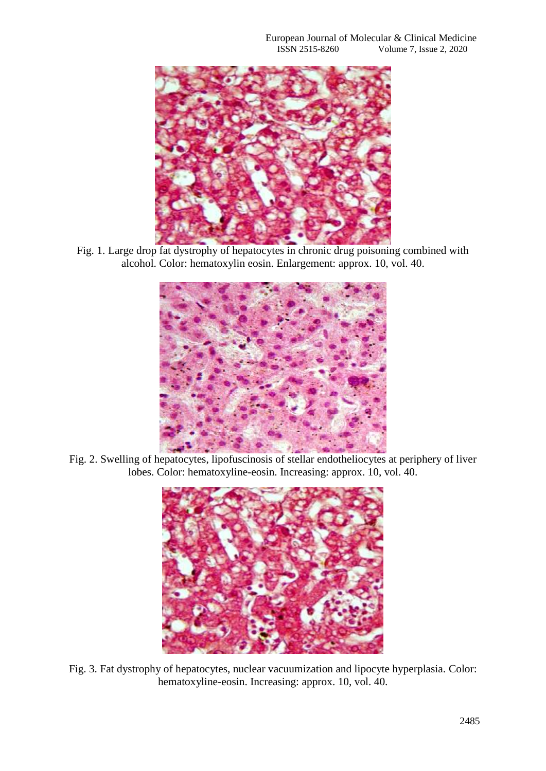Fig. 1. Large drop fat dystrophy of hepatocytes in chronic drug poisoning combined with alcohol. Color: hematoxylin eosin. Enlargement: approx. 10, vol. 40.

Fig. 2. Swelling of hepatocytes, lipofuscinosis of stellar endotheliocytes at periphery of liver lobes. Color: hematoxyline-eosin. Increasing: approx. 10, vol. 40.

Fig. 3. Fat dystrophy of hepatocytes, nuclear vacuumization and lipocyte hyperplasia. Color: hematoxyline-eosin. Increasing: approx. 10, vol. 40.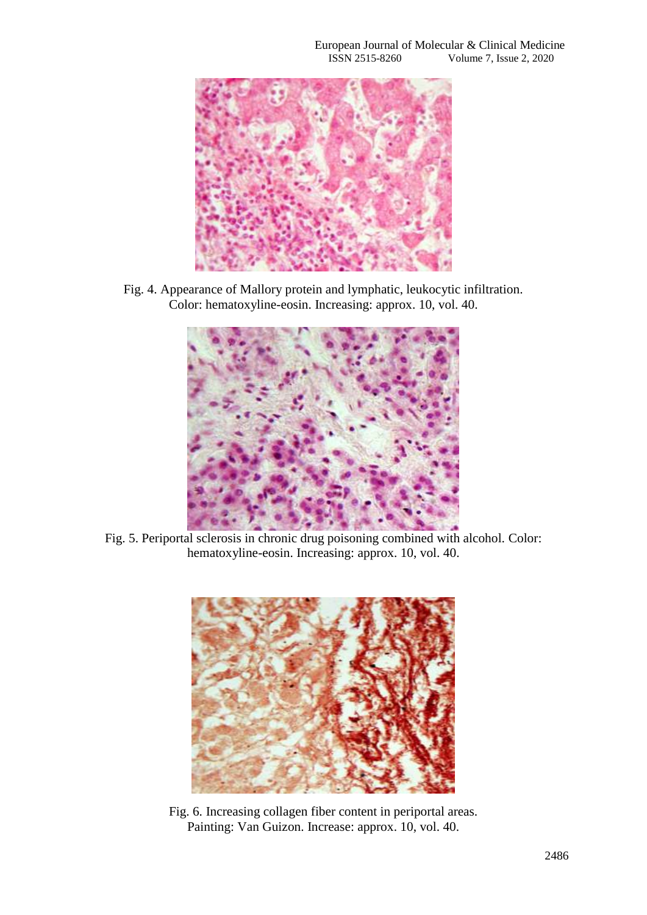Fig. 4. Appearance of Mallory protein and lymphatic, leukocytic infiltration. Color: hematoxyline-eosin. Increasing: approx. 10, vol. 40.

Fig. 5. Periportal sclerosis in chronic drug poisoning combined with alcohol. Color: hematoxyline-eosin. Increasing: approx. 10, vol. 40.

Fig. 6. Increasing collagen fiber content in periportal areas. Painting: Van Guizon. Increase: approx. 10, vol. 40.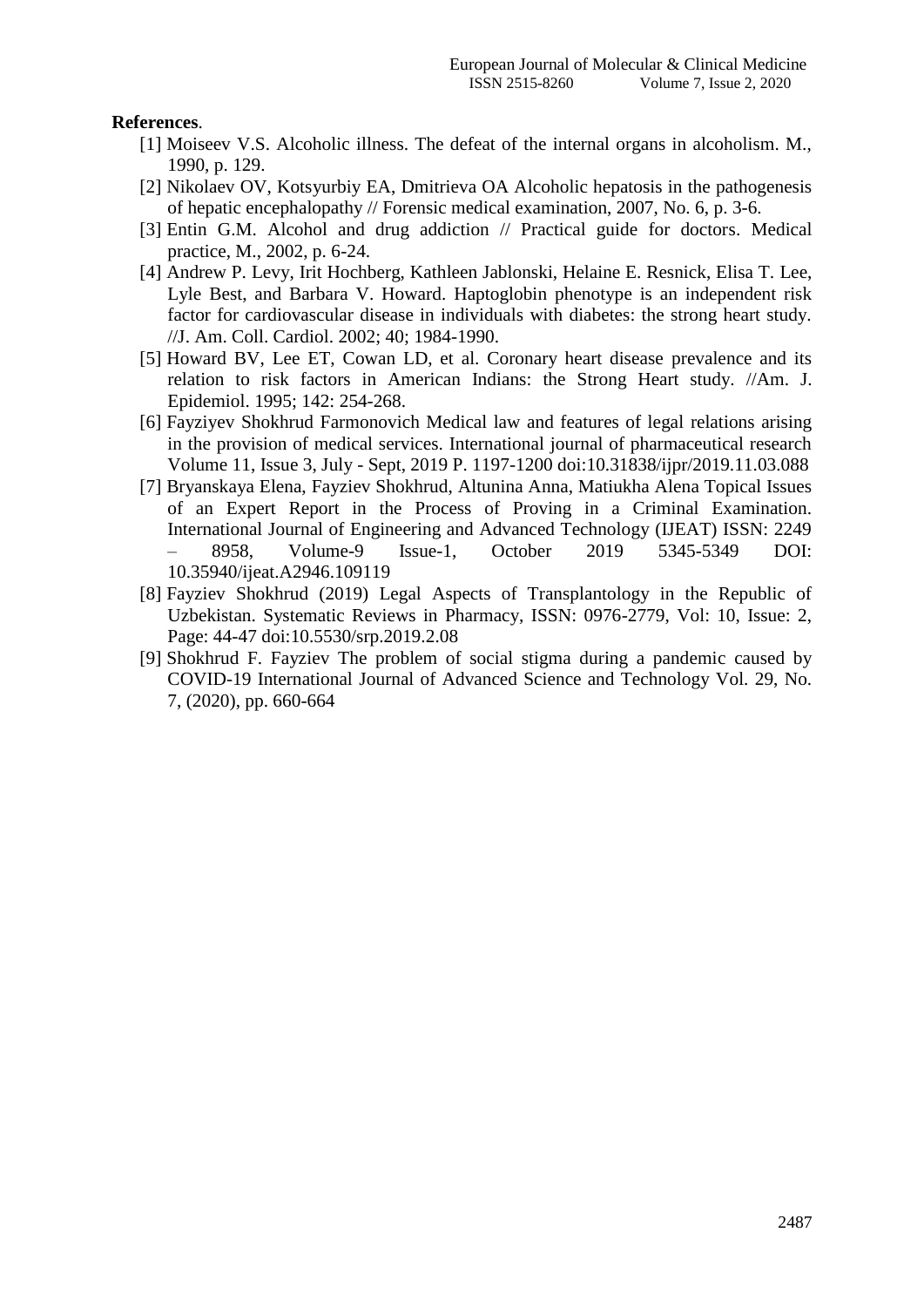**References**.

[1] Moiseev V.S. Alcoholic illness. The defeat of the internal organs in alcoholism. M., 1990, p. 129.

[2] Nikolaev OV, Kotsyurbiy EA, Dmitrieva OA Alcoholic hepatosis in the pathogenesis of hepatic encephalopathy // Forensic medical examination, 2007, No. 6, p. 3-6.

[3] Entin G.M. Alcohol and drug addiction // Practical guide for doctors. Medical practice, M., 2002, p. 6-24.

[4] Andrew P. Levy, Irit Hochberg, Kathleen Jablonski, Helaine E. Resnick, Elisa T. Lee, Lyle Best, and Barbara V. Howard. Haptoglobin phenotype is an independent risk factor for cardiovascular disease in individuals with diabetes: the strong heart study. //J. Am. Coll. Cardiol. 2002; 40; 1984-1990.

[5] Howard BV, Lee ET, Cowan LD, et al. Coronary heart disease prevalence and its relation to risk factors in American Indians: the Strong Heart study. //Am. J. Epidemiol. 1995; 142: 254-268.

[6] Fayziyev Shokhrud Farmonovich Medical law and features of legal relations arising in the provision of medical services. International journal of pharmaceutical research Volume 11, Issue 3, July - Sept, 2019 P. 1197-1200 doi:10.31838/ijpr/2019.11.03.088

[7] Bryanskaya Elena, Fayziev Shokhrud, Altunina Anna, Matiukha Alena Topical Issues of an Expert Report in the Process of Proving in a Criminal Examination. International Journal of Engineering and Advanced Technology (IJEAT) ISSN: 2249 – 8958, Volume-9 Issue-1, October 2019 5345-5349 DOI: 10.35940/ijeat.A2946.109119

[8] Fayziev Shokhrud (2019) Legal Aspects of Transplantology in the Republic of Uzbekistan. Systematic Reviews in Pharmacy, ISSN: 0976-2779, Vol: 10, Issue: 2, Page: 44-47 doi:10.5530/srp.2019.2.08

[9] Shokhrud F. Fayziev The problem of social stigma during a pandemic caused by COVID-19 International Journal of Advanced Science and Technology Vol. 29, No. 7, (2020), pp. 660-664